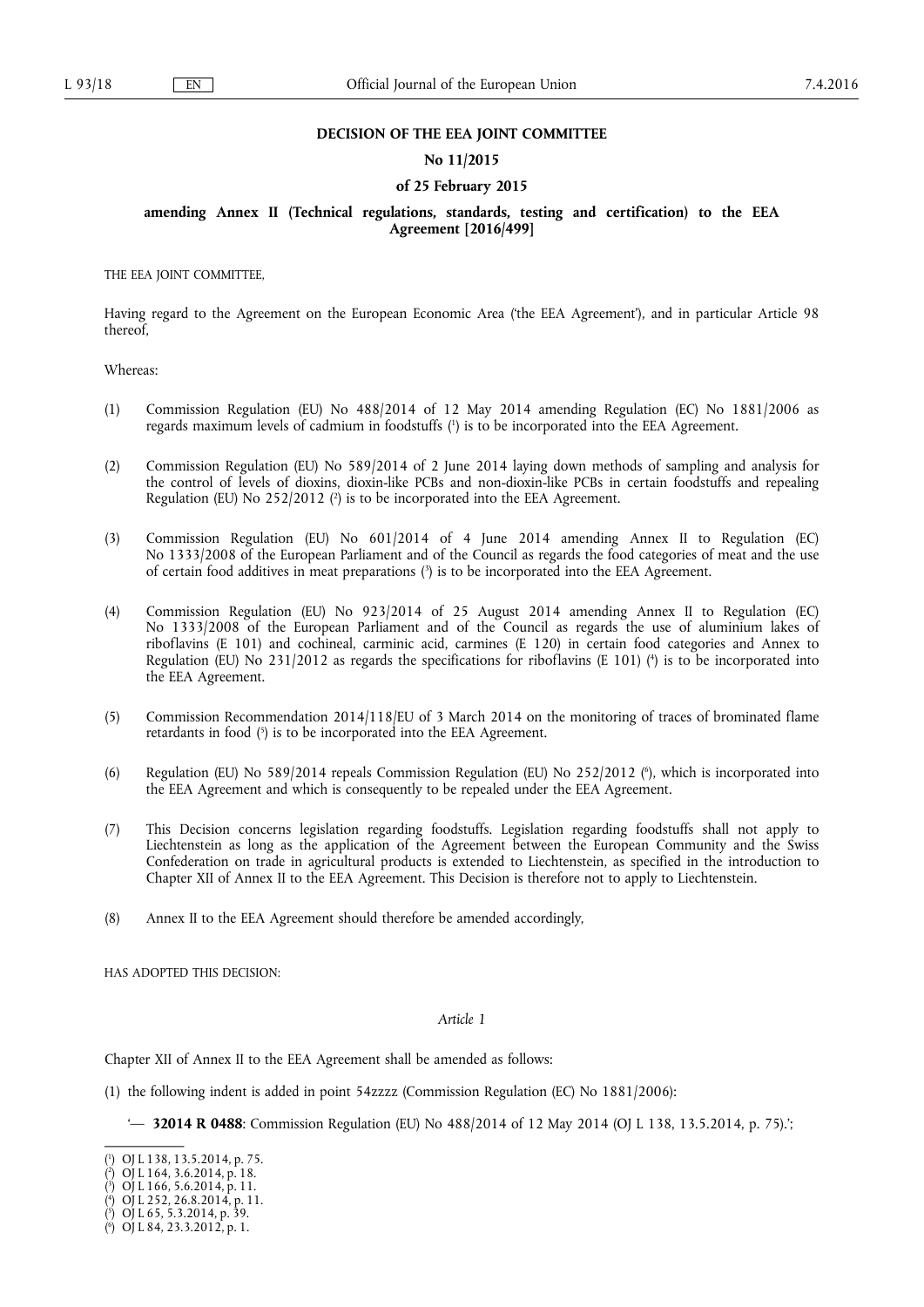**DECISION OF THE EEA JOINT COMMITTEE**

**No 11/2015**

**of 25 February 2015**

**amending Annex II (Technical regulations, standards, testing and certification) to the EEA Agreement [2016/499]**

THE EEA JOINT COMMITTEE,

Having regard to the Agreement on the European Economic Area ('the EEA Agreement'), and in particular Article 98 thereof,

Whereas:

(1) Commission Regulation (EU) No 488/2014 of 12 May 2014 amending Regulation (EC) No 1881/2006 as regards maximum levels of cadmium in foodstuffs ([1]) is to be incorporated into the EEA Agreement.

(2) Commission Regulation (EU) No 589/2014 of 2 June 2014 laying down methods of sampling and analysis for the control of levels of dioxins, dioxin-like PCBs and non-dioxin-like PCBs in certain foodstuffs and repealing Regulation (EU) No 252/2012 ([2]) is to be incorporated into the EEA Agreement.

(3) Commission Regulation (EU) No 601/2014 of 4 June 2014 amending Annex II to Regulation (EC) No 1333/2008 of the European Parliament and of the Council as regards the food categories of meat and the use of certain food additives in meat preparations ([3]) is to be incorporated into the EEA Agreement.

(4) Commission Regulation (EU) No 923/2014 of 25 August 2014 amending Annex II to Regulation (EC) No 1333/2008 of the European Parliament and of the Council as regards the use of aluminium lakes of riboflavins (E 101) and cochineal, carminic acid, carmines (E 120) in certain food categories and Annex to Regulation (EU) No 231/2012 as regards the specifications for riboflavins (E 101) ([4]) is to be incorporated into the EEA Agreement.

(5) Commission Recommendation 2014/118/EU of 3 March 2014 on the monitoring of traces of brominated flame retardants in food ([5]) is to be incorporated into the EEA Agreement.

(6) Regulation (EU) No 589/2014 repeals Commission Regulation (EU) No 252/2012 ([6]), which is incorporated into the EEA Agreement and which is consequently to be repealed under the EEA Agreement.

(7) This Decision concerns legislation regarding foodstuffs. Legislation regarding foodstuffs shall not apply to Liechtenstein as long as the application of the Agreement between the European Community and the Swiss Confederation on trade in agricultural products is extended to Liechtenstein, as specified in the introduction to Chapter XII of Annex II to the EEA Agreement. This Decision is therefore not to apply to Liechtenstein.

(8) Annex II to the EEA Agreement should therefore be amended accordingly,

HAS ADOPTED THIS DECISION:

*Article 1*

Chapter XII of Annex II to the EEA Agreement shall be amended as follows:

(1) the following indent is added in point 54zzzz (Commission Regulation (EC) No 1881/2006):

'— **32014 R 0488**: Commission Regulation (EU) No 488/2014 of 12 May 2014 (OJ L 138, 13.5.2014, p. 75).';

---

([1]) OJ L 138, 13.5.2014, p. 75.

([2]) OJ L 164, 3.6.2014, p. 18.

([3]) OJ L 166, 5.6.2014, p. 11.

([4]) OJ L 252, 26.8.2014, p. 11.

([5]) OJ L 65, 5.3.2014, p. 39.

([6]) OJ L 84, 23.3.2012, p. 1.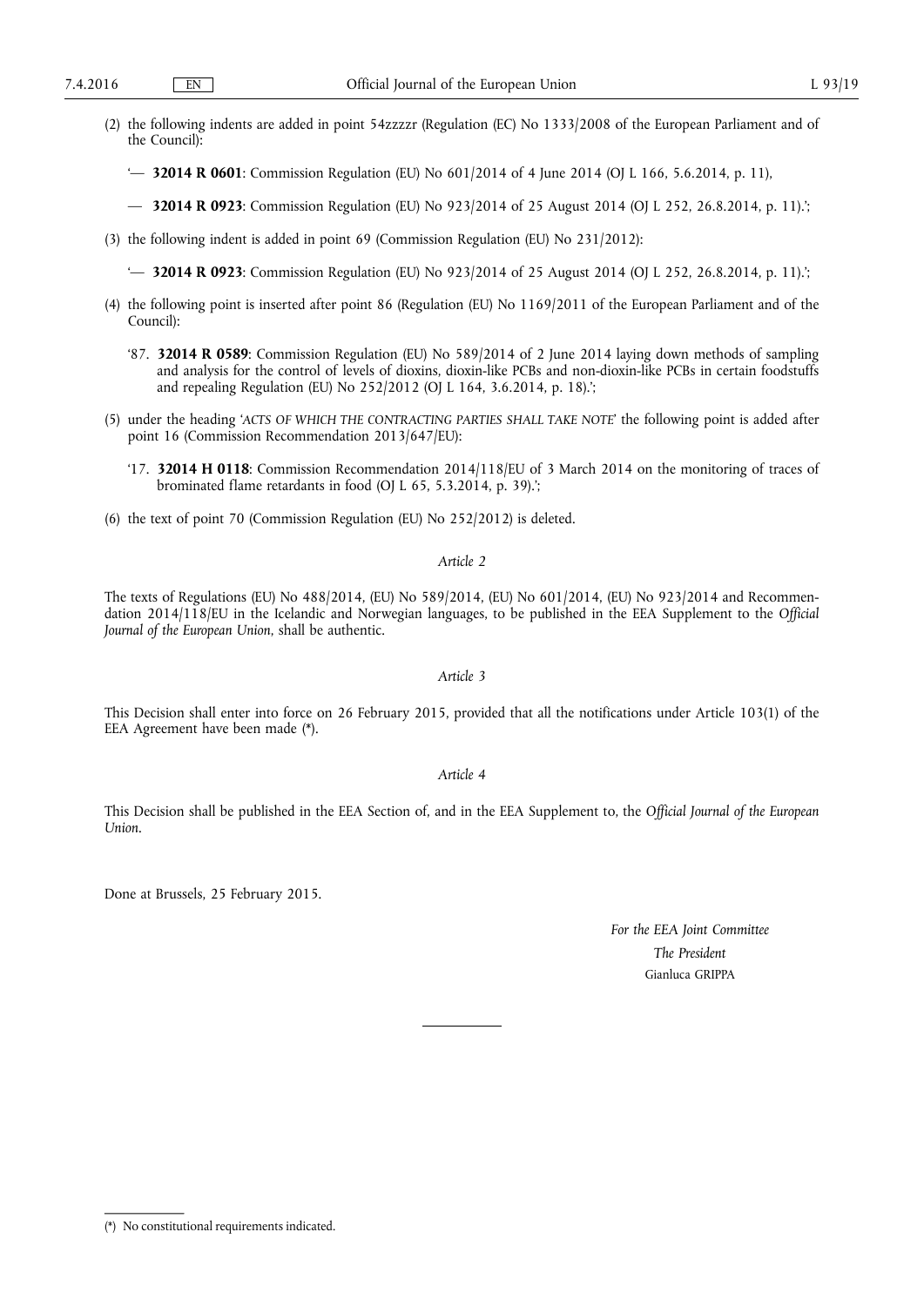(2) the following indents are added in point 54zzzzr (Regulation (EC) No 1333/2008 of the European Parliament and of the Council):

'— **32014 R 0601**: Commission Regulation (EU) No 601/2014 of 4 June 2014 (OJ L 166, 5.6.2014, p. 11),

— **32014 R 0923**: Commission Regulation (EU) No 923/2014 of 25 August 2014 (OJ L 252, 26.8.2014, p. 11).';

(3) the following indent is added in point 69 (Commission Regulation (EU) No 231/2012):

'— **32014 R 0923**: Commission Regulation (EU) No 923/2014 of 25 August 2014 (OJ L 252, 26.8.2014, p. 11).';

(4) the following point is inserted after point 86 (Regulation (EU) No 1169/2011 of the European Parliament and of the Council):

'87. **32014 R 0589**: Commission Regulation (EU) No 589/2014 of 2 June 2014 laying down methods of sampling and analysis for the control of levels of dioxins, dioxin-like PCBs and non-dioxin-like PCBs in certain foodstuffs and repealing Regulation (EU) No 252/2012 (OJ L 164, 3.6.2014, p. 18).';

(5) under the heading '*ACTS OF WHICH THE CONTRACTING PARTIES SHALL TAKE NOTE*' the following point is added after point 16 (Commission Recommendation 2013/647/EU):

'17. **32014 H 0118**: Commission Recommendation 2014/118/EU of 3 March 2014 on the monitoring of traces of brominated flame retardants in food (OJ L 65, 5.3.2014, p. 39).';

(6) the text of point 70 (Commission Regulation (EU) No 252/2012) is deleted.

*Article 2*

The texts of Regulations (EU) No 488/2014, (EU) No 589/2014, (EU) No 601/2014, (EU) No 923/2014 and Recommendation 2014/118/EU in the Icelandic and Norwegian languages, to be published in the EEA Supplement to the *Official Journal of the European Union*, shall be authentic.

*Article 3*

This Decision shall enter into force on 26 February 2015, provided that all the notifications under Article 103(1) of the EEA Agreement have been made (*).

*Article 4*

This Decision shall be published in the EEA Section of, and in the EEA Supplement to, the *Official Journal of the European Union*.

Done at Brussels, 25 February 2015.

*For the EEA Joint Committee*

*The President*

Gianluca GRIPPA

(*) No constitutional requirements indicated.